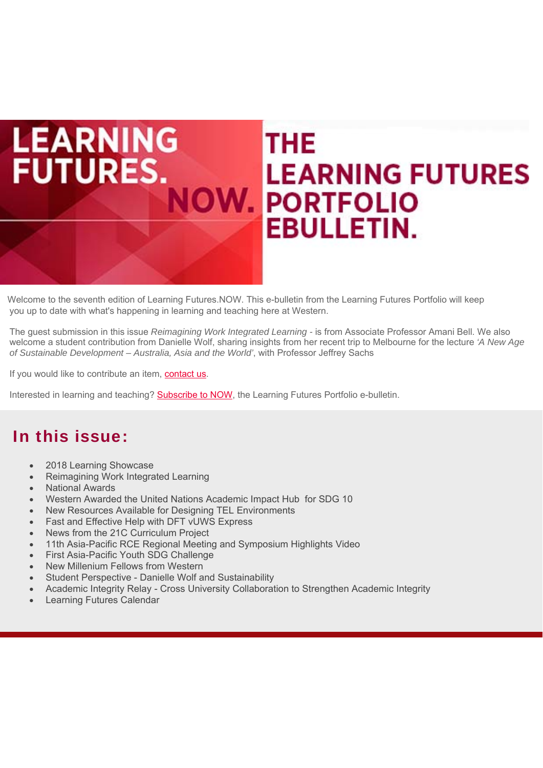# LEARNING FUTURES. NOW.

# THE LEARNING FUTURES PORTFOLIO EBULLETIN.

Welcome to the seventh edition of Learning Futures.NOW. This e-bulletin from the Learning Futures Portfolio will keep you up to date with what's happening in learning and teaching here at Western.

The guest submission in this issue *Reimagining Work Integrated Learning* - is from Associate Professor Amani Bell. We also welcome a student contribution from Danielle Wolf, sharing insights from her recent trip to Melbourne for the lecture *'A New Age of Sustainable Development – Australia, Asia and the World'*, with Professor Jeffrey Sachs

If you would like to contribute an item, contact us.

Interested in learning and teaching? Subscribe to NOW, the Learning Futures Portfolio e-bulletin.

## In this issue:

- 2018 Learning Showcase
- Reimagining Work Integrated Learning
- National Awards
- Western Awarded the United Nations Academic Impact Hub for SDG 10
- New Resources Available for Designing TEL Environments
- Fast and Effective Help with DFT vUWS Express
- News from the 21C Curriculum Project
- 11th Asia-Pacific RCE Regional Meeting and Symposium Highlights Video
- First Asia-Pacific Youth SDG Challenge
- New Millenium Fellows from Western
- Student Perspective - Danielle Wolf and Sustainability
- Academic Integrity Relay - Cross University Collaboration to Strengthen Academic Integrity
- Learning Futures Calendar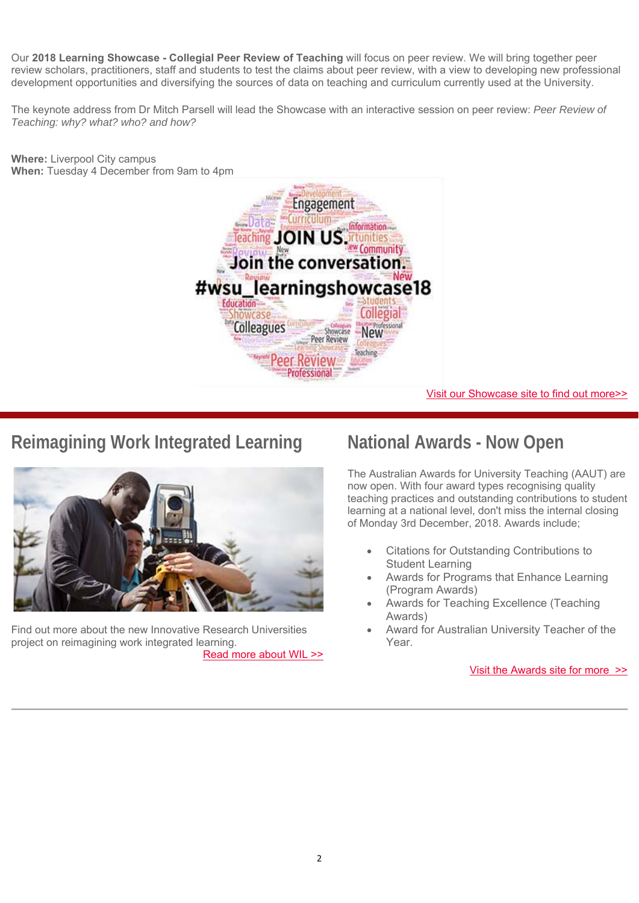Our **2018 Learning Showcase - Collegial Peer Review of Teaching** will focus on peer review. We will bring together peer review scholars, practitioners, staff and students to test the claims about peer review, with a view to developing new professional development opportunities and diversifying the sources of data on teaching and curriculum currently used at the University.

The keynote address from Dr Mitch Parsell will lead the Showcase with an interactive session on peer review: *Peer Review of Teaching: why? what? who? and how?*

**Where:** Liverpool City campus
**When:** Tuesday 4 December from 9am to 4pm

Visit our Showcase site to find out more>>

## Reimagining Work Integrated Learning

Find out more about the new Innovative Research Universities project on reimagining work integrated learning.

Read more about WIL >>

## National Awards - Now Open

The Australian Awards for University Teaching (AAUT) are now open. With four award types recognising quality teaching practices and outstanding contributions to student learning at a national level, don't miss the internal closing of Monday 3rd December, 2018. Awards include;

- Citations for Outstanding Contributions to Student Learning
- Awards for Programs that Enhance Learning (Program Awards)
- Awards for Teaching Excellence (Teaching Awards)
- Award for Australian University Teacher of the Year.

Visit the Awards site for more >>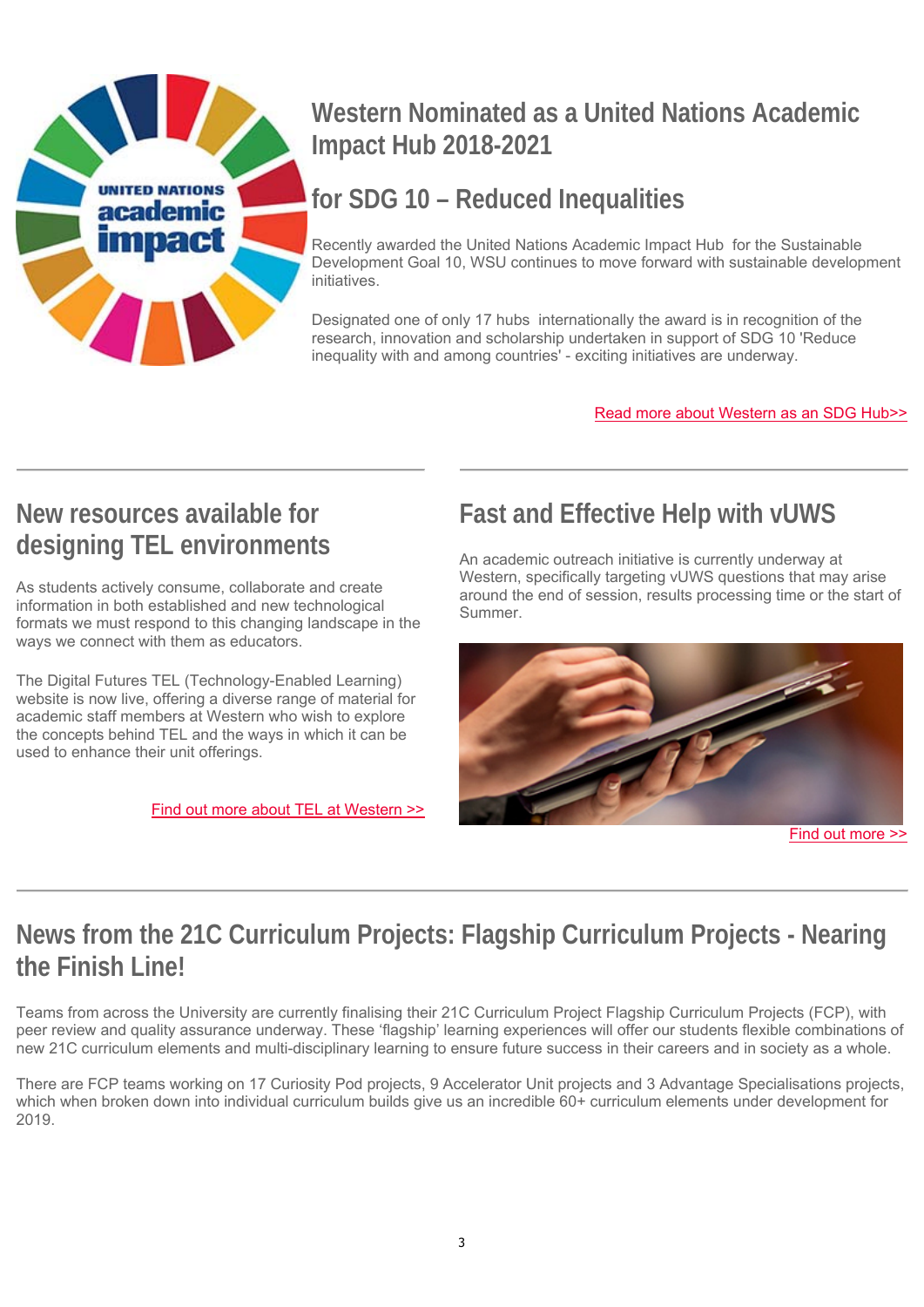## Western Nominated as a United Nations Academic Impact Hub 2018-2021

## for SDG 10 – Reduced Inequalities

Recently awarded the United Nations Academic Impact Hub for the Sustainable Development Goal 10, WSU continues to move forward with sustainable development initiatives.

Designated one of only 17 hubs internationally the award is in recognition of the research, innovation and scholarship undertaken in support of SDG 10 'Reduce inequality with and among countries' - exciting initiatives are underway.

Read more about Western as an SDG Hub>>

## New resources available for designing TEL environments

As students actively consume, collaborate and create information in both established and new technological formats we must respond to this changing landscape in the ways we connect with them as educators.

The Digital Futures TEL (Technology-Enabled Learning) website is now live, offering a diverse range of material for academic staff members at Western who wish to explore the concepts behind TEL and the ways in which it can be used to enhance their unit offerings.

Find out more about TEL at Western >>

## Fast and Effective Help with vUWS

An academic outreach initiative is currently underway at Western, specifically targeting vUWS questions that may arise around the end of session, results processing time or the start of Summer.

Find out more >>

## News from the 21C Curriculum Projects: Flagship Curriculum Projects - Nearing the Finish Line!

Teams from across the University are currently finalising their 21C Curriculum Project Flagship Curriculum Projects (FCP), with peer review and quality assurance underway. These 'flagship' learning experiences will offer our students flexible combinations of new 21C curriculum elements and multi-disciplinary learning to ensure future success in their careers and in society as a whole.

There are FCP teams working on 17 Curiosity Pod projects, 9 Accelerator Unit projects and 3 Advantage Specialisations projects, which when broken down into individual curriculum builds give us an incredible 60+ curriculum elements under development for 2019.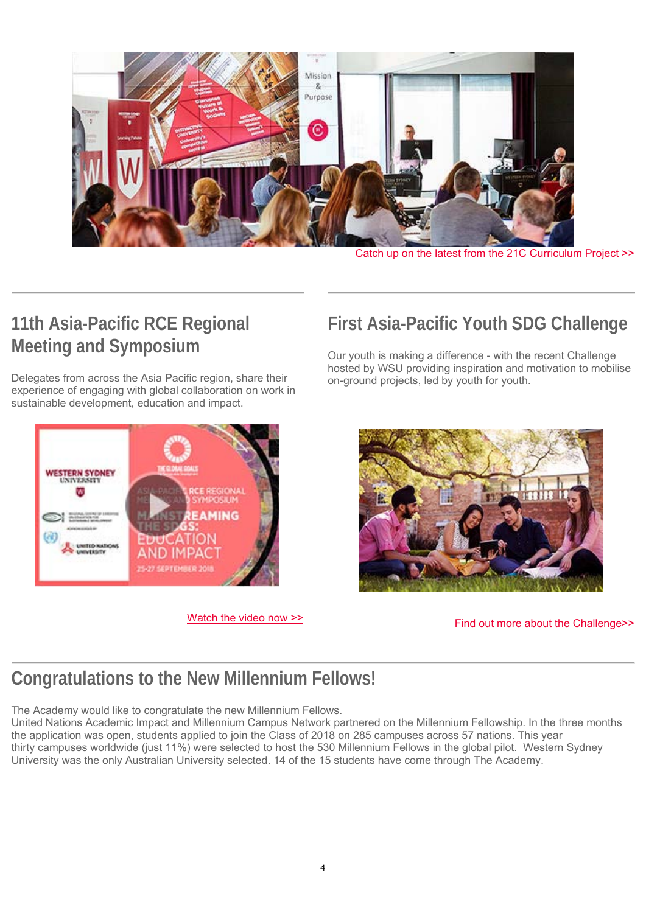Catch up on the latest from the 21C Curriculum Project >>

## 11th Asia-Pacific RCE Regional Meeting and Symposium

Delegates from across the Asia Pacific region, share their experience of engaging with global collaboration on work in sustainable development, education and impact.

Watch the video now >>

## First Asia-Pacific Youth SDG Challenge

Our youth is making a difference - with the recent Challenge hosted by WSU providing inspiration and motivation to mobilise on-ground projects, led by youth for youth.

Find out more about the Challenge>>

## Congratulations to the New Millennium Fellows!

The Academy would like to congratulate the new Millennium Fellows.
United Nations Academic Impact and Millennium Campus Network partnered on the Millennium Fellowship. In the three months the application was open, students applied to join the Class of 2018 on 285 campuses across 57 nations. This year thirty campuses worldwide (just 11%) were selected to host the 530 Millennium Fellows in the global pilot. Western Sydney University was the only Australian University selected. 14 of the 15 students have come through The Academy.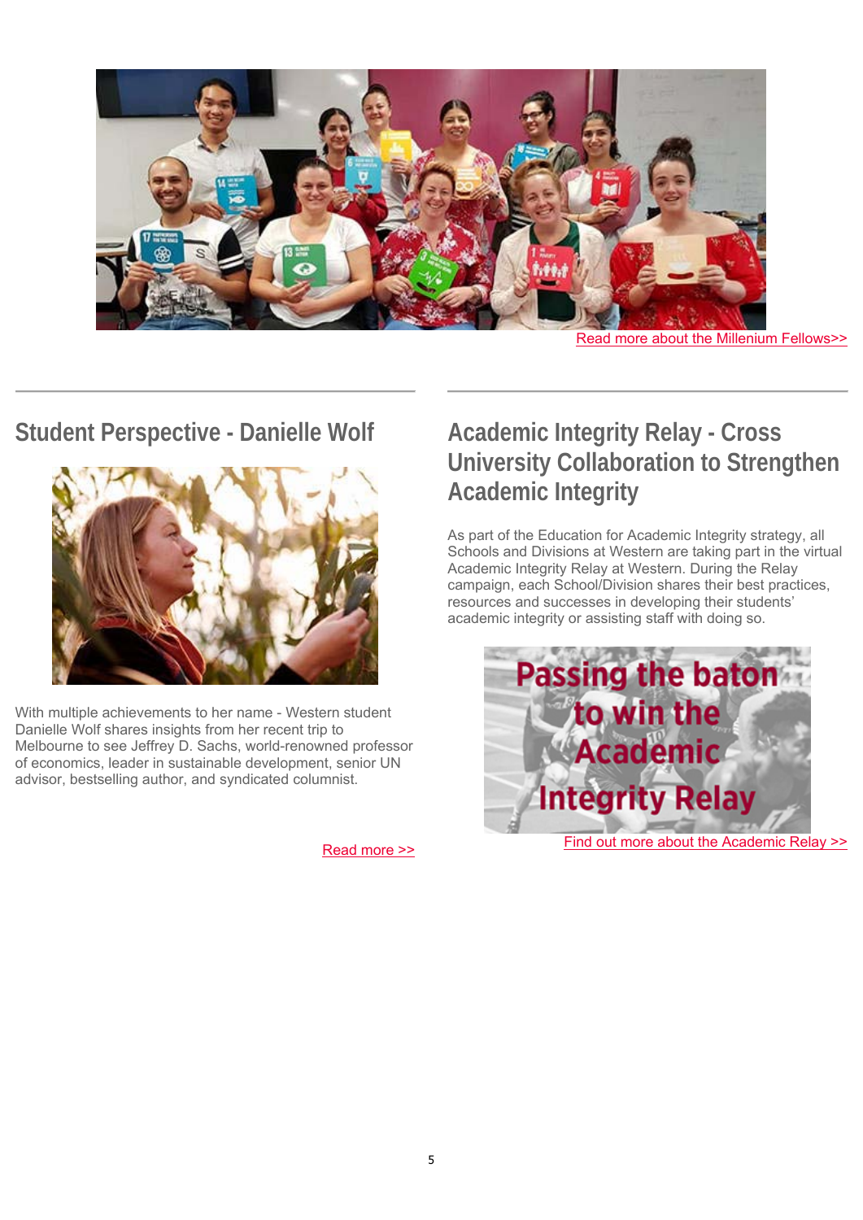[Read more about the Millenium Fellows>>](#)

## Student Perspective - Danielle Wolf

With multiple achievements to her name - Western student Danielle Wolf shares insights from her recent trip to Melbourne to see Jeffrey D. Sachs, world-renowned professor of economics, leader in sustainable development, senior UN advisor, bestselling author, and syndicated columnist.

[Read more >>](#)

## Academic Integrity Relay - Cross University Collaboration to Strengthen Academic Integrity

As part of the Education for Academic Integrity strategy, all Schools and Divisions at Western are taking part in the virtual Academic Integrity Relay at Western. During the Relay campaign, each School/Division shares their best practices, resources and successes in developing their students' academic integrity or assisting staff with doing so.

Passing the baton to win the Academic Integrity Relay

[Find out more about the Academic Relay >>](#)